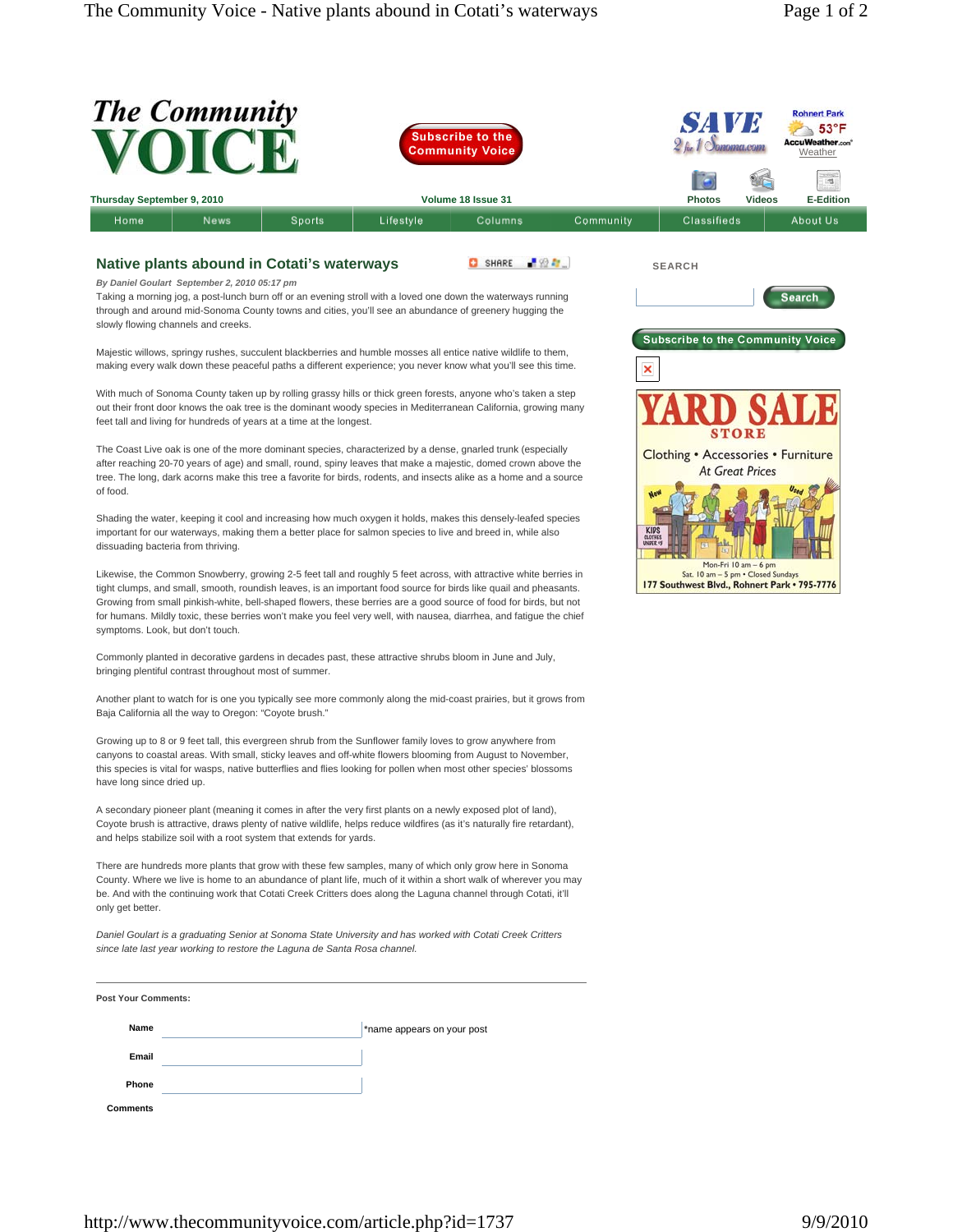# The Community VOICE

Subscribe to the Community Voice

Thursday September 9, 2010 — Volume 18 Issue 31

Home | News | Sports | Lifestyle | Columns | Community | Classifieds | About Us

## Native plants abound in Cotati's waterways

*By Daniel Goulart September 2, 2010 05:17 pm*

Taking a morning jog, a post-lunch burn off or an evening stroll with a loved one down the waterways running through and around mid-Sonoma County towns and cities, you'll see an abundance of greenery hugging the slowly flowing channels and creeks.

Majestic willows, springy rushes, succulent blackberries and humble mosses all entice native wildlife to them, making every walk down these peaceful paths a different experience; you never know what you'll see this time.

With much of Sonoma County taken up by rolling grassy hills or thick green forests, anyone who's taken a step out their front door knows the oak tree is the dominant woody species in Mediterranean California, growing many feet tall and living for hundreds of years at a time at the longest.

The Coast Live oak is one of the more dominant species, characterized by a dense, gnarled trunk (especially after reaching 20-70 years of age) and small, round, spiny leaves that make a majestic, domed crown above the tree. The long, dark acorns make this tree a favorite for birds, rodents, and insects alike as a home and a source of food.

Shading the water, keeping it cool and increasing how much oxygen it holds, makes this densely-leafed species important for our waterways, making them a better place for salmon species to live and breed in, while also dissuading bacteria from thriving.

Likewise, the Common Snowberry, growing 2-5 feet tall and roughly 5 feet across, with attractive white berries in tight clumps, and small, smooth, roundish leaves, is an important food source for birds like quail and pheasants. Growing from small pinkish-white, bell-shaped flowers, these berries are a good source of food for birds, but not for humans. Mildly toxic, these berries won't make you feel very well, with nausea, diarrhea, and fatigue the chief symptoms. Look, but don't touch.

Commonly planted in decorative gardens in decades past, these attractive shrubs bloom in June and July, bringing plentiful contrast throughout most of summer.

Another plant to watch for is one you typically see more commonly along the mid-coast prairies, but it grows from Baja California all the way to Oregon: "Coyote brush."

Growing up to 8 or 9 feet tall, this evergreen shrub from the Sunflower family loves to grow anywhere from canyons to coastal areas. With small, sticky leaves and off-white flowers blooming from August to November, this species is vital for wasps, native butterflies and flies looking for pollen when most other species' blossoms have long since dried up.

A secondary pioneer plant (meaning it comes in after the very first plants on a newly exposed plot of land), Coyote brush is attractive, draws plenty of native wildlife, helps reduce wildfires (as it's naturally fire retardant), and helps stabilize soil with a root system that extends for yards.

There are hundreds more plants that grow with these few samples, many of which only grow here in Sonoma County. Where we live is home to an abundance of plant life, much of it within a short walk of wherever you may be. And with the continuing work that Cotati Creek Critters does along the Laguna channel through Cotati, it'll only get better.

*Daniel Goulart is a graduating Senior at Sonoma State University and has worked with Cotati Creek Critters since late last year working to restore the Laguna de Santa Rosa channel.*

---

**Post Your Comments:**

**Name** *name appears on your post

**Email**

**Phone**

**Comments**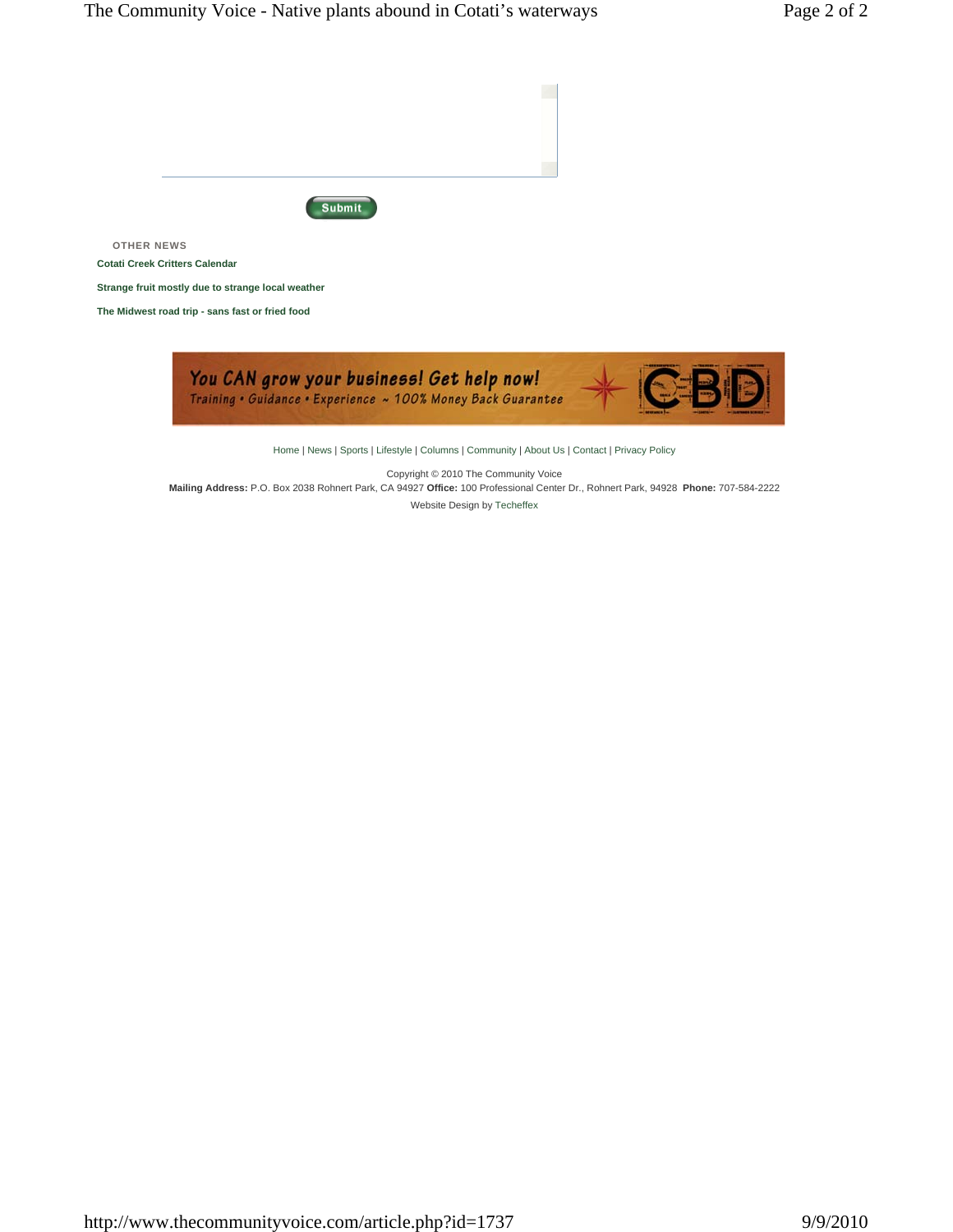Submit

OTHER NEWS

**Cotati Creek Critters Calendar**

**Strange fruit mostly due to strange local weather**

**The Midwest road trip - sans fast or fried food**

You CAN grow your business! Get help now!
Training • Guidance • Experience ~ 100% Money Back Guarantee

CBD

Home | News | Sports | Lifestyle | Columns | Community | About Us | Contact | Privacy Policy

Copyright © 2010 The Community Voice

**Mailing Address:** P.O. Box 2038 Rohnert Park, CA 94927 **Office:** 100 Professional Center Dr., Rohnert Park, 94928 **Phone:** 707-584-2222

Website Design by Techeffex